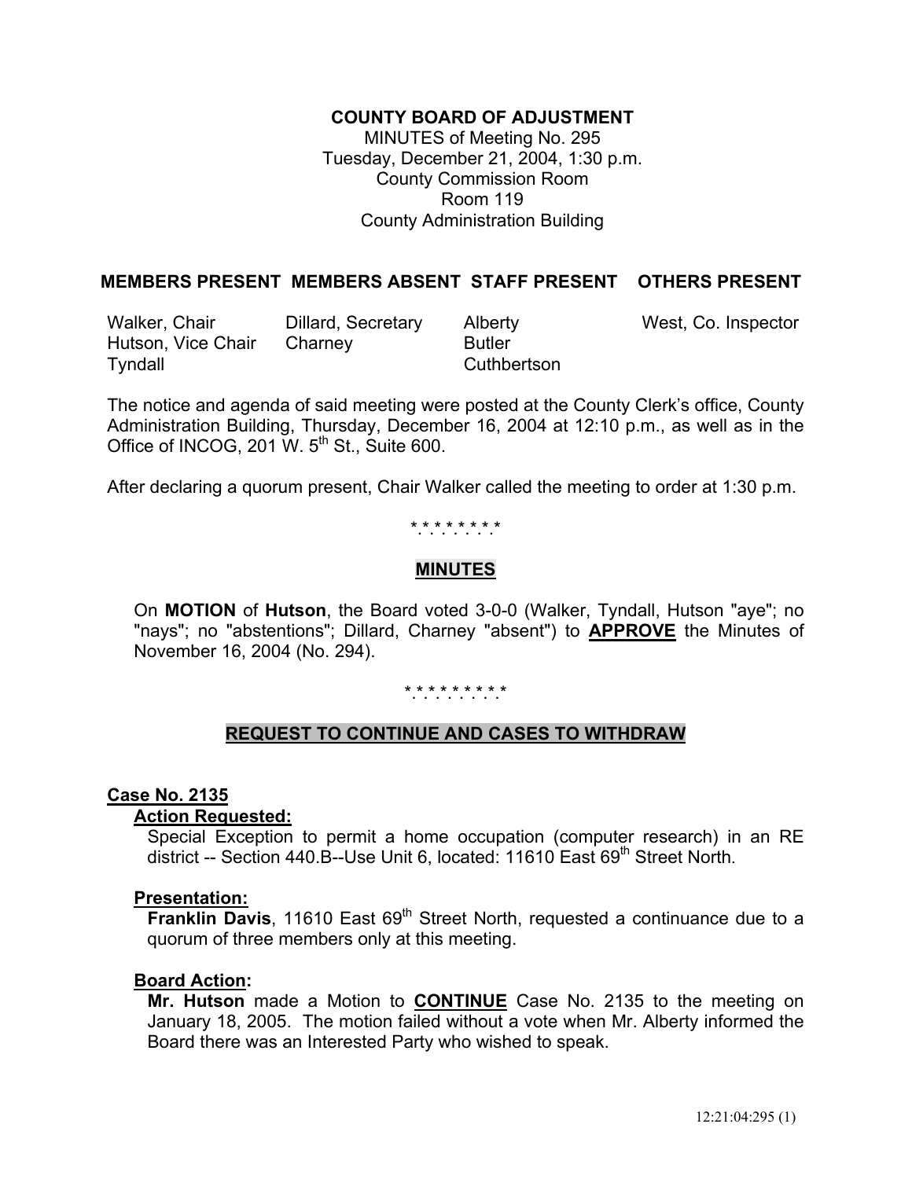# COUNTY BOARD OF ADJUSTMENT

MINUTES of Meeting No. 295
Tuesday, December 21, 2004, 1:30 p.m.
County Commission Room
Room 119
County Administration Building

| MEMBERS PRESENT | MEMBERS ABSENT | STAFF PRESENT | OTHERS PRESENT |
|---|---|---|---|
| Walker, Chair | Dillard, Secretary | Alberty | West, Co. Inspector |
| Hutson, Vice Chair | Charney | Butler | |
| Tyndall | | Cuthbertson | |

The notice and agenda of said meeting were posted at the County Clerk's office, County Administration Building, Thursday, December 16, 2004 at 12:10 p.m., as well as in the Office of INCOG, 201 W. 5th St., Suite 600.

After declaring a quorum present, Chair Walker called the meeting to order at 1:30 p.m.

\*\*\*\*\*\*\*\*\*

## MINUTES

On **MOTION** of **Hutson**, the Board voted 3-0-0 (Walker, Tyndall, Hutson "aye"; no "nays"; no "abstentions"; Dillard, Charney "absent") to **APPROVE** the Minutes of November 16, 2004 (No. 294).

\*\*\*\*\*\*\*\*\*\*

## REQUEST TO CONTINUE AND CASES TO WITHDRAW

### Case No. 2135

**Action Requested:**

Special Exception to permit a home occupation (computer research) in an RE district -- Section 440.B--Use Unit 6, located: 11610 East 69th Street North.

**Presentation:**

**Franklin Davis**, 11610 East 69th Street North, requested a continuance due to a quorum of three members only at this meeting.

**Board Action:**

**Mr. Hutson** made a Motion to **CONTINUE** Case No. 2135 to the meeting on January 18, 2005. The motion failed without a vote when Mr. Alberty informed the Board there was an Interested Party who wished to speak.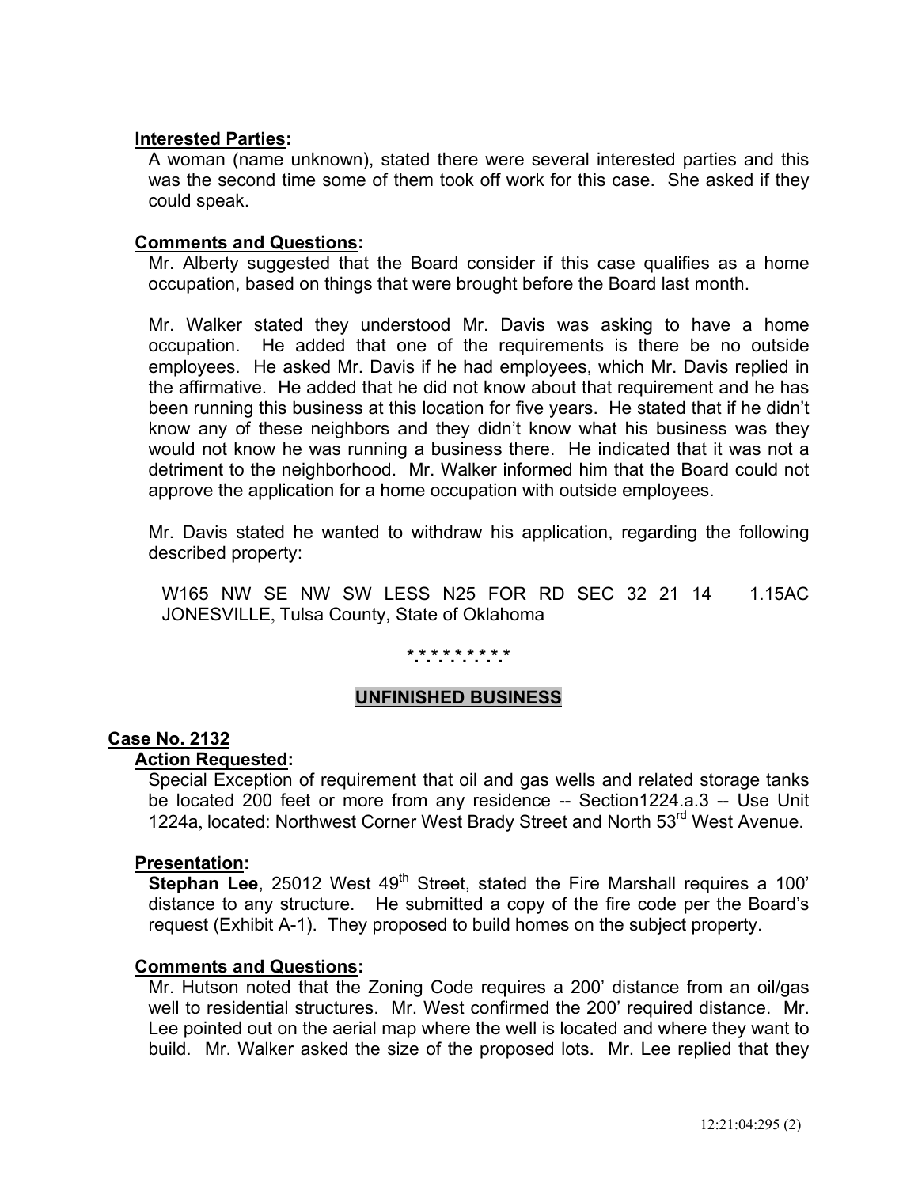**Interested Parties:**

A woman (name unknown), stated there were several interested parties and this was the second time some of them took off work for this case. She asked if they could speak.

**Comments and Questions:**

Mr. Alberty suggested that the Board consider if this case qualifies as a home occupation, based on things that were brought before the Board last month.

Mr. Walker stated they understood Mr. Davis was asking to have a home occupation. He added that one of the requirements is there be no outside employees. He asked Mr. Davis if he had employees, which Mr. Davis replied in the affirmative. He added that he did not know about that requirement and he has been running this business at this location for five years. He stated that if he didn't know any of these neighbors and they didn't know what his business was they would not know he was running a business there. He indicated that it was not a detriment to the neighborhood. Mr. Walker informed him that the Board could not approve the application for a home occupation with outside employees.

Mr. Davis stated he wanted to withdraw his application, regarding the following described property:

W165 NW SE NW SW LESS N25 FOR RD SEC 32 21 14 1.15AC JONESVILLE, Tulsa County, State of Oklahoma

\*.\*.\*.\*.\*.\*.\*.\*.\*.\*

## UNFINISHED BUSINESS

### Case No. 2132

**Action Requested:**

Special Exception of requirement that oil and gas wells and related storage tanks be located 200 feet or more from any residence -- Section1224.a.3 -- Use Unit 1224a, located: Northwest Corner West Brady Street and North 53rd West Avenue.

**Presentation:**

**Stephan Lee**, 25012 West 49th Street, stated the Fire Marshall requires a 100' distance to any structure. He submitted a copy of the fire code per the Board's request (Exhibit A-1). They proposed to build homes on the subject property.

**Comments and Questions:**

Mr. Hutson noted that the Zoning Code requires a 200' distance from an oil/gas well to residential structures. Mr. West confirmed the 200' required distance. Mr. Lee pointed out on the aerial map where the well is located and where they want to build. Mr. Walker asked the size of the proposed lots. Mr. Lee replied that they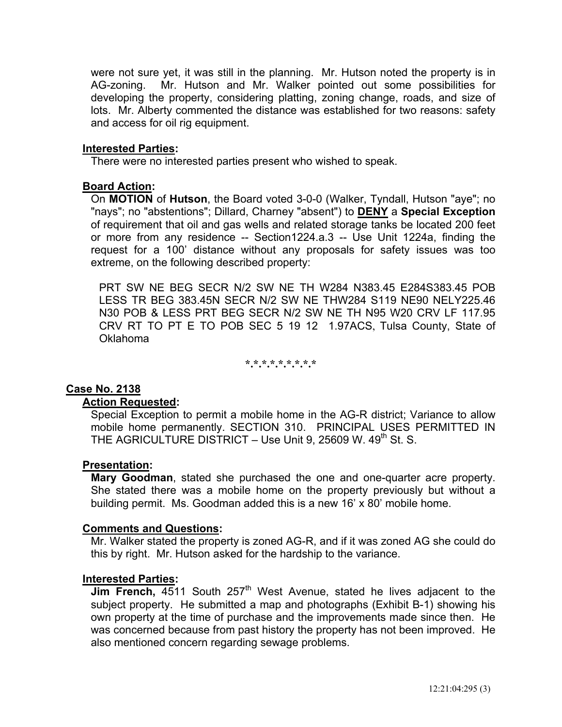were not sure yet, it was still in the planning. Mr. Hutson noted the property is in AG-zoning. Mr. Hutson and Mr. Walker pointed out some possibilities for developing the property, considering platting, zoning change, roads, and size of lots. Mr. Alberty commented the distance was established for two reasons: safety and access for oil rig equipment.

**Interested Parties:**

There were no interested parties present who wished to speak.

**Board Action:**

On **MOTION** of **Hutson**, the Board voted 3-0-0 (Walker, Tyndall, Hutson "aye"; no "nays"; no "abstentions"; Dillard, Charney "absent") to **DENY** a **Special Exception** of requirement that oil and gas wells and related storage tanks be located 200 feet or more from any residence -- Section1224.a.3 -- Use Unit 1224a, finding the request for a 100' distance without any proposals for safety issues was too extreme, on the following described property:

PRT SW NE BEG SECR N/2 SW NE TH W284 N383.45 E284S383.45 POB LESS TR BEG 383.45N SECR N/2 SW NE THW284 S119 NE90 NELY225.46 N30 POB & LESS PRT BEG SECR N/2 SW NE TH N95 W20 CRV LF 117.95 CRV RT TO PT E TO POB SEC 5 19 12 1.97ACS, Tulsa County, State of Oklahoma

*.*.*.*.*.*.*.*.*.*

## Case No. 2138

**Action Requested:**

Special Exception to permit a mobile home in the AG-R district; Variance to allow mobile home permanently. SECTION 310. PRINCIPAL USES PERMITTED IN THE AGRICULTURE DISTRICT – Use Unit 9, 25609 W. 49th St. S.

**Presentation:**

**Mary Goodman**, stated she purchased the one and one-quarter acre property. She stated there was a mobile home on the property previously but without a building permit. Ms. Goodman added this is a new 16' x 80' mobile home.

**Comments and Questions:**

Mr. Walker stated the property is zoned AG-R, and if it was zoned AG she could do this by right. Mr. Hutson asked for the hardship to the variance.

**Interested Parties:**

**Jim French,** 4511 South 257th West Avenue, stated he lives adjacent to the subject property. He submitted a map and photographs (Exhibit B-1) showing his own property at the time of purchase and the improvements made since then. He was concerned because from past history the property has not been improved. He also mentioned concern regarding sewage problems.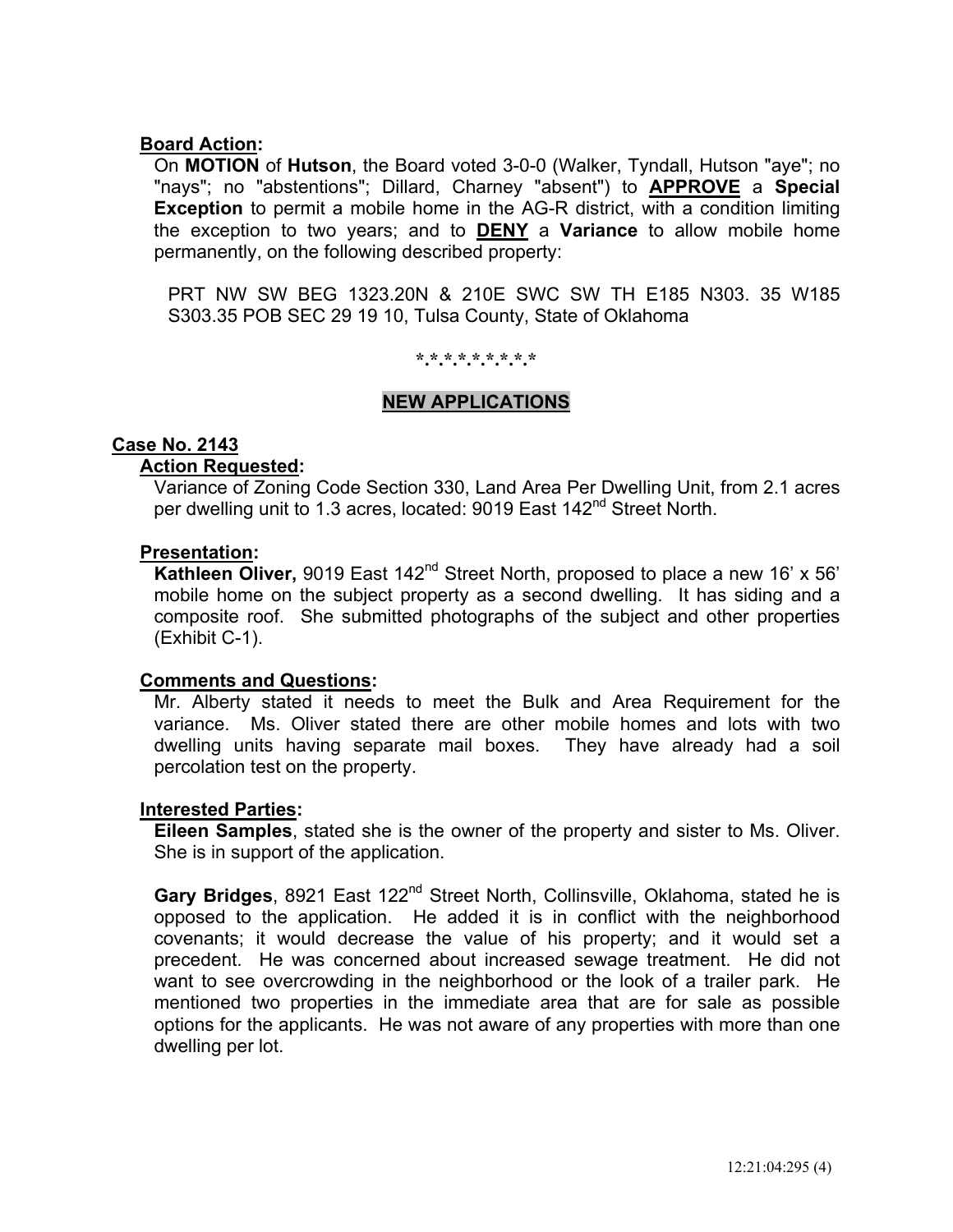**Board Action:**

On **MOTION** of **Hutson**, the Board voted 3-0-0 (Walker, Tyndall, Hutson "aye"; no "nays"; no "abstentions"; Dillard, Charney "absent") to **APPROVE** a **Special Exception** to permit a mobile home in the AG-R district, with a condition limiting the exception to two years; and to **DENY** a **Variance** to allow mobile home permanently, on the following described property:

PRT NW SW BEG 1323.20N & 210E SWC SW TH E185 N303. 35 W185 S303.35 POB SEC 29 19 10, Tulsa County, State of Oklahoma

*.*.*.*.*.*.*.*.*

## NEW APPLICATIONS

### Case No. 2143

**Action Requested:**

Variance of Zoning Code Section 330, Land Area Per Dwelling Unit, from 2.1 acres per dwelling unit to 1.3 acres, located: 9019 East 142nd Street North.

**Presentation:**

**Kathleen Oliver,** 9019 East 142nd Street North, proposed to place a new 16' x 56' mobile home on the subject property as a second dwelling. It has siding and a composite roof. She submitted photographs of the subject and other properties (Exhibit C-1).

**Comments and Questions:**

Mr. Alberty stated it needs to meet the Bulk and Area Requirement for the variance. Ms. Oliver stated there are other mobile homes and lots with two dwelling units having separate mail boxes. They have already had a soil percolation test on the property.

**Interested Parties:**

**Eileen Samples**, stated she is the owner of the property and sister to Ms. Oliver. She is in support of the application.

**Gary Bridges**, 8921 East 122nd Street North, Collinsville, Oklahoma, stated he is opposed to the application. He added it is in conflict with the neighborhood covenants; it would decrease the value of his property; and it would set a precedent. He was concerned about increased sewage treatment. He did not want to see overcrowding in the neighborhood or the look of a trailer park. He mentioned two properties in the immediate area that are for sale as possible options for the applicants. He was not aware of any properties with more than one dwelling per lot.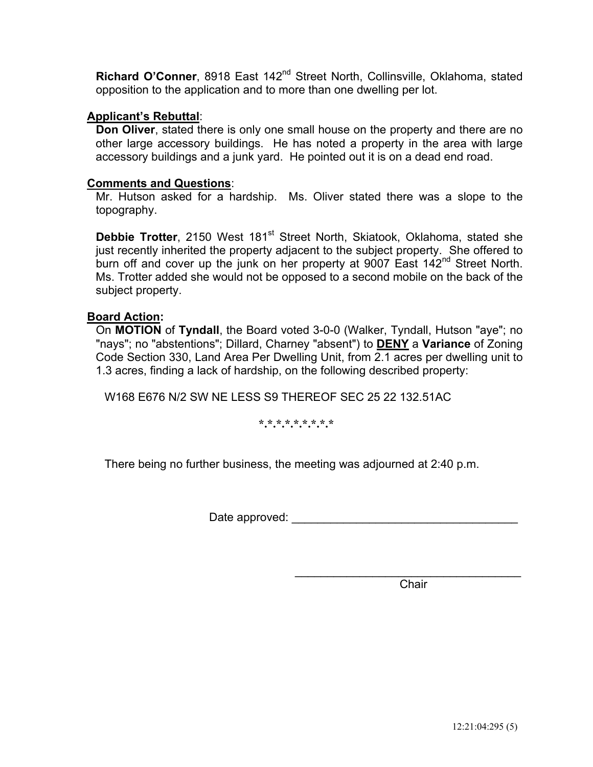**Richard O'Conner**, 8918 East 142nd Street North, Collinsville, Oklahoma, stated opposition to the application and to more than one dwelling per lot.

**Applicant's Rebuttal**:

**Don Oliver**, stated there is only one small house on the property and there are no other large accessory buildings. He has noted a property in the area with large accessory buildings and a junk yard. He pointed out it is on a dead end road.

**Comments and Questions**:

Mr. Hutson asked for a hardship. Ms. Oliver stated there was a slope to the topography.

**Debbie Trotter**, 2150 West 181st Street North, Skiatook, Oklahoma, stated she just recently inherited the property adjacent to the subject property. She offered to burn off and cover up the junk on her property at 9007 East 142nd Street North. Ms. Trotter added she would not be opposed to a second mobile on the back of the subject property.

**Board Action:**

On **MOTION** of **Tyndall**, the Board voted 3-0-0 (Walker, Tyndall, Hutson "aye"; no "nays"; no "abstentions"; Dillard, Charney "absent") to **DENY** a **Variance** of Zoning Code Section 330, Land Area Per Dwelling Unit, from 2.1 acres per dwelling unit to 1.3 acres, finding a lack of hardship, on the following described property:

W168 E676 N/2 SW NE LESS S9 THEREOF SEC 25 22 132.51AC

*.*.*.*.*.*.*.*.*

There being no further business, the meeting was adjourned at 2:40 p.m.

Date approved: ___________________________________

___________________________________
Chair

12:21:04:295 (5)